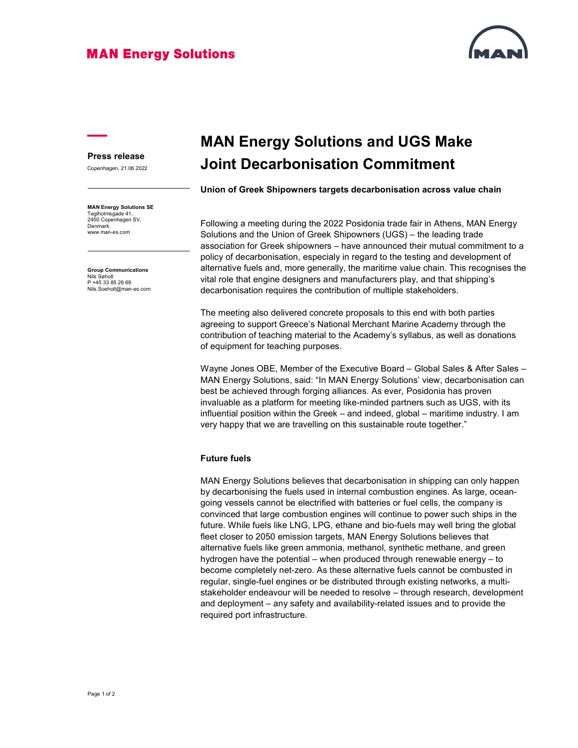MAN Energy Solutions

**Press release**

Copenhagen, 21.06.2022

**MAN Energy Solutions SE**
Teglholmsgade 41,
2450 Copenhagen SV,
Denmark
www.man-es.com

**Group Communications**
Nils Søholt
P +45 33 85 26 69
Nils.Soeholt@man-es.com

# MAN Energy Solutions and UGS Make Joint Decarbonisation Commitment

**Union of Greek Shipowners targets decarbonisation across value chain**

Following a meeting during the 2022 Posidonia trade fair in Athens, MAN Energy Solutions and the Union of Greek Shipowners (UGS) – the leading trade association for Greek shipowners – have announced their mutual commitment to a policy of decarbonisation, especialy in regard to the testing and development of alternative fuels and, more generally, the maritime value chain. This recognises the vital role that engine designers and manufacturers play, and that shipping's decarbonisation requires the contribution of multiple stakeholders.

The meeting also delivered concrete proposals to this end with both parties agreeing to support Greece's National Merchant Marine Academy through the contribution of teaching material to the Academy's syllabus, as well as donations of equipment for teaching purposes.

Wayne Jones OBE, Member of the Executive Board – Global Sales & After Sales – MAN Energy Solutions, said: "In MAN Energy Solutions' view, decarbonisation can best be achieved through forging alliances. As ever, Posidonia has proven invaluable as a platform for meeting like-minded partners such as UGS, with its influential position within the Greek – and indeed, global – maritime industry. I am very happy that we are travelling on this sustainable route together."

## Future fuels

MAN Energy Solutions believes that decarbonisation in shipping can only happen by decarbonising the fuels used in internal combustion engines. As large, ocean-going vessels cannot be electrified with batteries or fuel cells, the company is convinced that large combustion engines will continue to power such ships in the future. While fuels like LNG, LPG, ethane and bio-fuels may well bring the global fleet closer to 2050 emission targets, MAN Energy Solutions believes that alternative fuels like green ammonia, methanol, synthetic methane, and green hydrogen have the potential – when produced through renewable energy – to become completely net-zero. As these alternative fuels cannot be combusted in regular, single-fuel engines or be distributed through existing networks, a multi-stakeholder endeavour will be needed to resolve – through research, development and deployment – any safety and availability-related issues and to provide the required port infrastructure.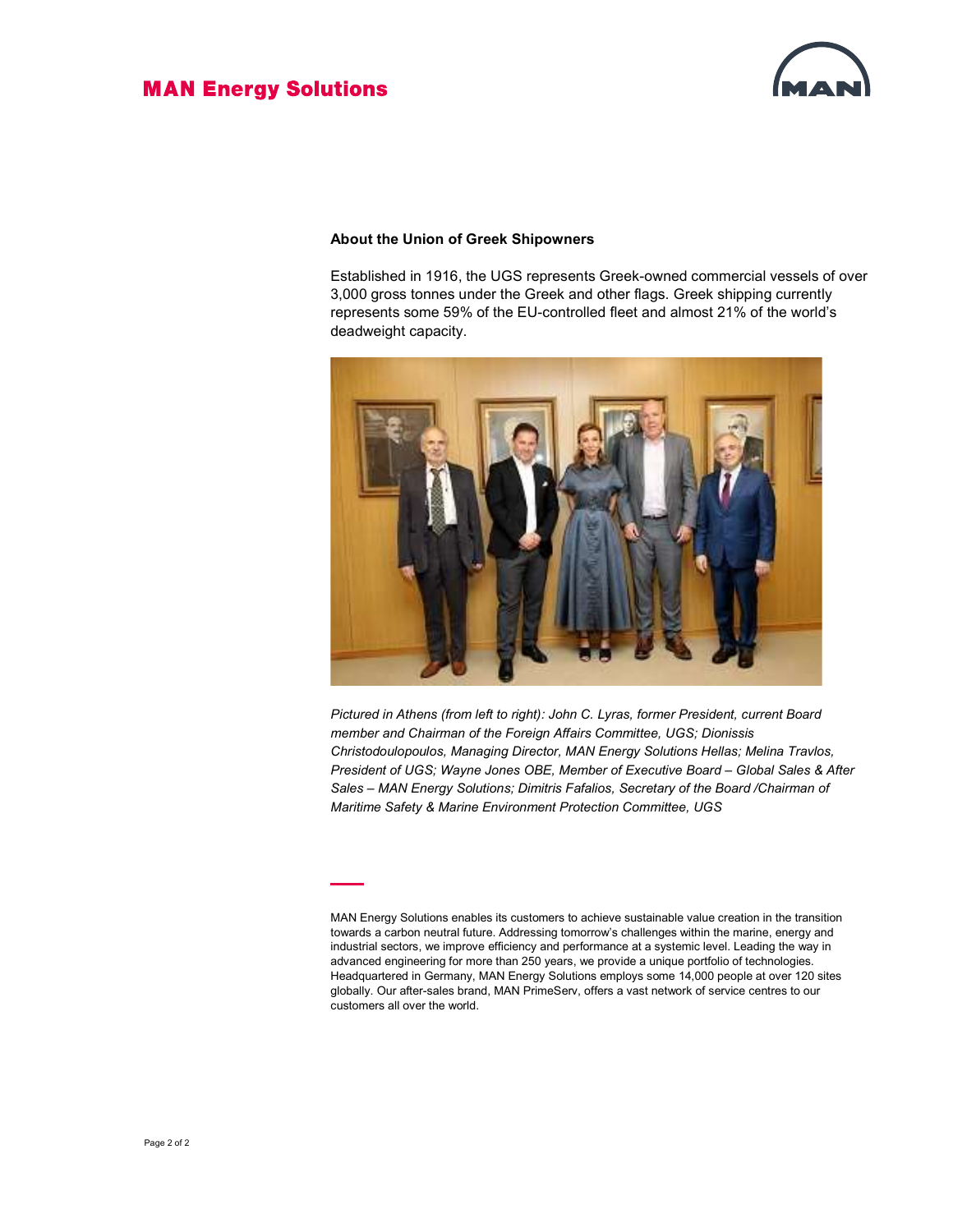**About the Union of Greek Shipowners**

Established in 1916, the UGS represents Greek-owned commercial vessels of over 3,000 gross tonnes under the Greek and other flags. Greek shipping currently represents some 59% of the EU-controlled fleet and almost 21% of the world's deadweight capacity.

*Pictured in Athens (from left to right): John C. Lyras, former President, current Board member and Chairman of the Foreign Affairs Committee, UGS; Dionissis Christodoulopoulos, Managing Director, MAN Energy Solutions Hellas; Melina Travlos, President of UGS; Wayne Jones OBE, Member of Executive Board – Global Sales & After Sales – MAN Energy Solutions; Dimitris Fafalios, Secretary of the Board /Chairman of Maritime Safety & Marine Environment Protection Committee, UGS*

MAN Energy Solutions enables its customers to achieve sustainable value creation in the transition towards a carbon neutral future. Addressing tomorrow's challenges within the marine, energy and industrial sectors, we improve efficiency and performance at a systemic level. Leading the way in advanced engineering for more than 250 years, we provide a unique portfolio of technologies. Headquartered in Germany, MAN Energy Solutions employs some 14,000 people at over 120 sites globally. Our after-sales brand, MAN PrimeServ, offers a vast network of service centres to our customers all over the world.